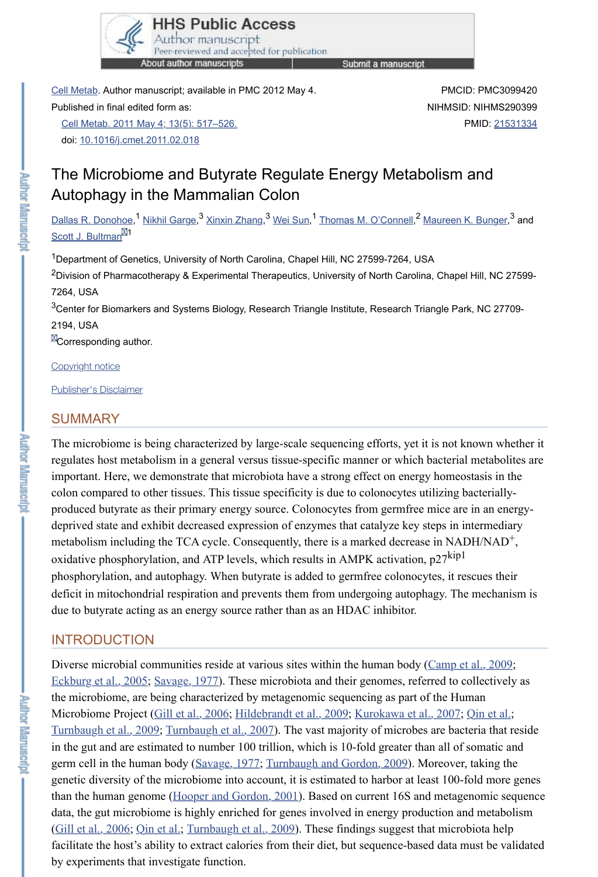Cell Metab. Author manuscript; available in PMC 2012 May 4.

Published in final edited form as:

Cell Metab. 2011 May 4; 13(5): 517–526.

doi: 10.1016/j.cmet.2011.02.018

PMCID: PMC3099420

NIHMSID: NIHMS290399

PMID: 21531334

# The Microbiome and Butyrate Regulate Energy Metabolism and Autophagy in the Mammalian Colon

Dallas R. Donohoe,[1] Nikhil Garge,[3] Xinxin Zhang,[3] Wei Sun,[1] Thomas M. O'Connell,[2] Maureen K. Bunger,[3] and Scott J. Bultman[1]

[1]Department of Genetics, University of North Carolina, Chapel Hill, NC 27599-7264, USA

[2]Division of Pharmacotherapy & Experimental Therapeutics, University of North Carolina, Chapel Hill, NC 27599-7264, USA

[3]Center for Biomarkers and Systems Biology, Research Triangle Institute, Research Triangle Park, NC 27709-2194, USA

Corresponding author.

Copyright notice

Publisher's Disclaimer

## SUMMARY

The microbiome is being characterized by large-scale sequencing efforts, yet it is not known whether it regulates host metabolism in a general versus tissue-specific manner or which bacterial metabolites are important. Here, we demonstrate that microbiota have a strong effect on energy homeostasis in the colon compared to other tissues. This tissue specificity is due to colonocytes utilizing bacterially-produced butyrate as their primary energy source. Colonocytes from germfree mice are in an energy-deprived state and exhibit decreased expression of enzymes that catalyze key steps in intermediary metabolism including the TCA cycle. Consequently, there is a marked decrease in $NADH/NAD^+$, oxidative phosphorylation, and ATP levels, which results in AMPK activation, $p27^{kip1}$ phosphorylation, and autophagy. When butyrate is added to germfree colonocytes, it rescues their deficit in mitochondrial respiration and prevents them from undergoing autophagy. The mechanism is due to butyrate acting as an energy source rather than as an HDAC inhibitor.

## INTRODUCTION

Diverse microbial communities reside at various sites within the human body (Camp et al., 2009; Eckburg et al., 2005; Savage, 1977). These microbiota and their genomes, referred to collectively as the microbiome, are being characterized by metagenomic sequencing as part of the Human Microbiome Project (Gill et al., 2006; Hildebrandt et al., 2009; Kurokawa et al., 2007; Qin et al.; Turnbaugh et al., 2009; Turnbaugh et al., 2007). The vast majority of microbes are bacteria that reside in the gut and are estimated to number 100 trillion, which is 10-fold greater than all of somatic and germ cell in the human body (Savage, 1977; Turnbaugh and Gordon, 2009). Moreover, taking the genetic diversity of the microbiome into account, it is estimated to harbor at least 100-fold more genes than the human genome (Hooper and Gordon, 2001). Based on current 16S and metagenomic sequence data, the gut microbiome is highly enriched for genes involved in energy production and metabolism (Gill et al., 2006; Qin et al.; Turnbaugh et al., 2009). These findings suggest that microbiota help facilitate the host's ability to extract calories from their diet, but sequence-based data must be validated by experiments that investigate function.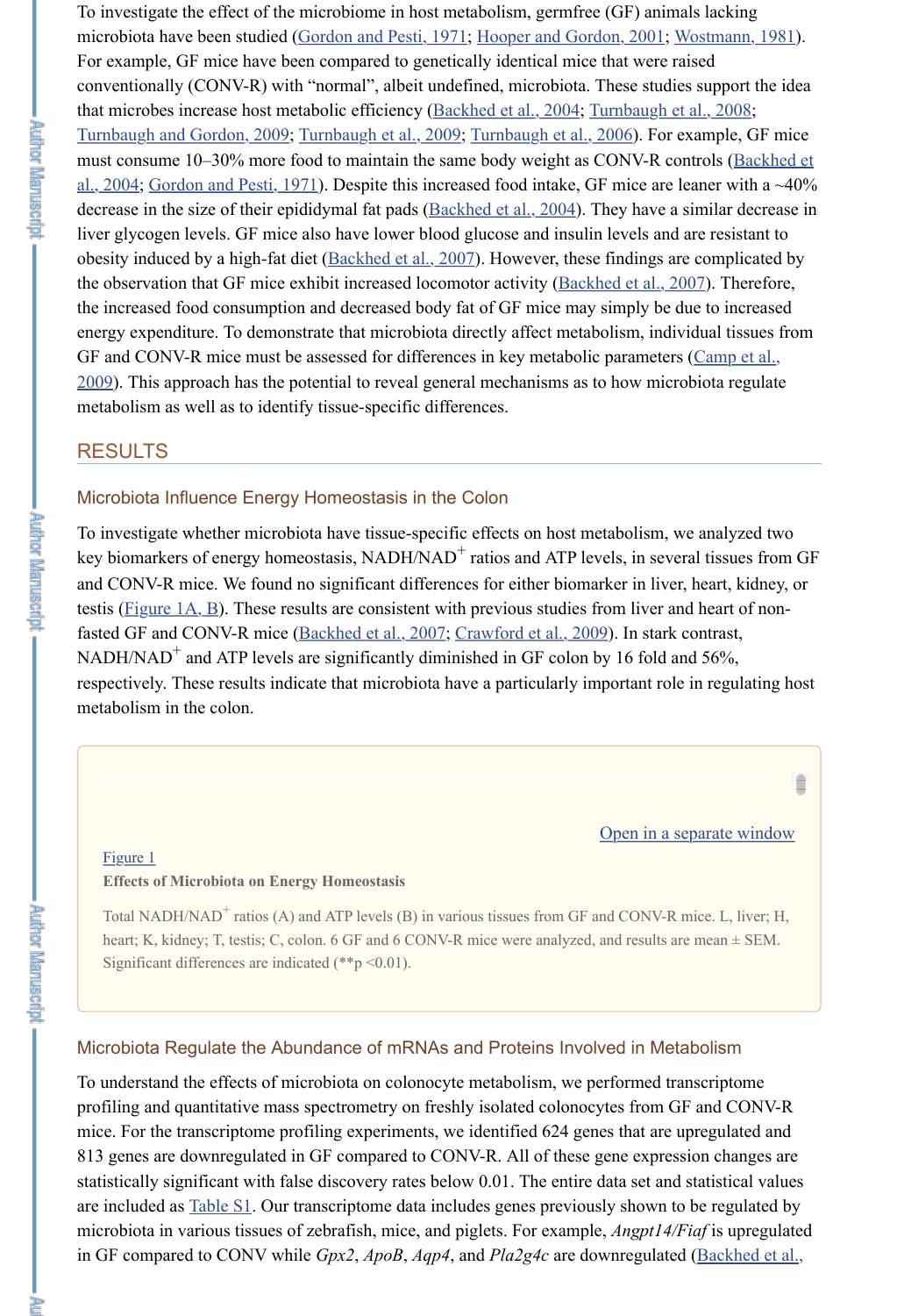To investigate the effect of the microbiome in host metabolism, germfree (GF) animals lacking microbiota have been studied (Gordon and Pesti, 1971; Hooper and Gordon, 2001; Wostmann, 1981). For example, GF mice have been compared to genetically identical mice that were raised conventionally (CONV-R) with "normal", albeit undefined, microbiota. These studies support the idea that microbes increase host metabolic efficiency (Backhed et al., 2004; Turnbaugh et al., 2008; Turnbaugh and Gordon, 2009; Turnbaugh et al., 2009; Turnbaugh et al., 2006). For example, GF mice must consume 10–30% more food to maintain the same body weight as CONV-R controls (Backhed et al., 2004; Gordon and Pesti, 1971). Despite this increased food intake, GF mice are leaner with a ~40% decrease in the size of their epididymal fat pads (Backhed et al., 2004). They have a similar decrease in liver glycogen levels. GF mice also have lower blood glucose and insulin levels and are resistant to obesity induced by a high-fat diet (Backhed et al., 2007). However, these findings are complicated by the observation that GF mice exhibit increased locomotor activity (Backhed et al., 2007). Therefore, the increased food consumption and decreased body fat of GF mice may simply be due to increased energy expenditure. To demonstrate that microbiota directly affect metabolism, individual tissues from GF and CONV-R mice must be assessed for differences in key metabolic parameters (Camp et al., 2009). This approach has the potential to reveal general mechanisms as to how microbiota regulate metabolism as well as to identify tissue-specific differences.

## RESULTS

### Microbiota Influence Energy Homeostasis in the Colon

To investigate whether microbiota have tissue-specific effects on host metabolism, we analyzed two key biomarkers of energy homeostasis, $NADH/NAD^+$ ratios and ATP levels, in several tissues from GF and CONV-R mice. We found no significant differences for either biomarker in liver, heart, kidney, or testis (Figure 1A, B). These results are consistent with previous studies from liver and heart of non-fasted GF and CONV-R mice (Backhed et al., 2007; Crawford et al., 2009). In stark contrast, $NADH/NAD^+$ and ATP levels are significantly diminished in GF colon by 16 fold and 56%, respectively. These results indicate that microbiota have a particularly important role in regulating host metabolism in the colon.

Figure 1

**Effects of Microbiota on Energy Homeostasis**

Total $NADH/NAD^+$ ratios (A) and ATP levels (B) in various tissues from GF and CONV-R mice. L, liver; H, heart; K, kidney; T, testis; C, colon. 6 GF and 6 CONV-R mice were analyzed, and results are mean ± SEM. Significant differences are indicated (**p <0.01).

### Microbiota Regulate the Abundance of mRNAs and Proteins Involved in Metabolism

To understand the effects of microbiota on colonocyte metabolism, we performed transcriptome profiling and quantitative mass spectrometry on freshly isolated colonocytes from GF and CONV-R mice. For the transcriptome profiling experiments, we identified 624 genes that are upregulated and 813 genes are downregulated in GF compared to CONV-R. All of these gene expression changes are statistically significant with false discovery rates below 0.01. The entire data set and statistical values are included as Table S1. Our transcriptome data includes genes previously shown to be regulated by microbiota in various tissues of zebrafish, mice, and piglets. For example, *Angpt14/Fiaf* is upregulated in GF compared to CONV while *Gpx2*, *ApoB*, *Aqp4*, and *Pla2g4c* are downregulated (Backhed et al.,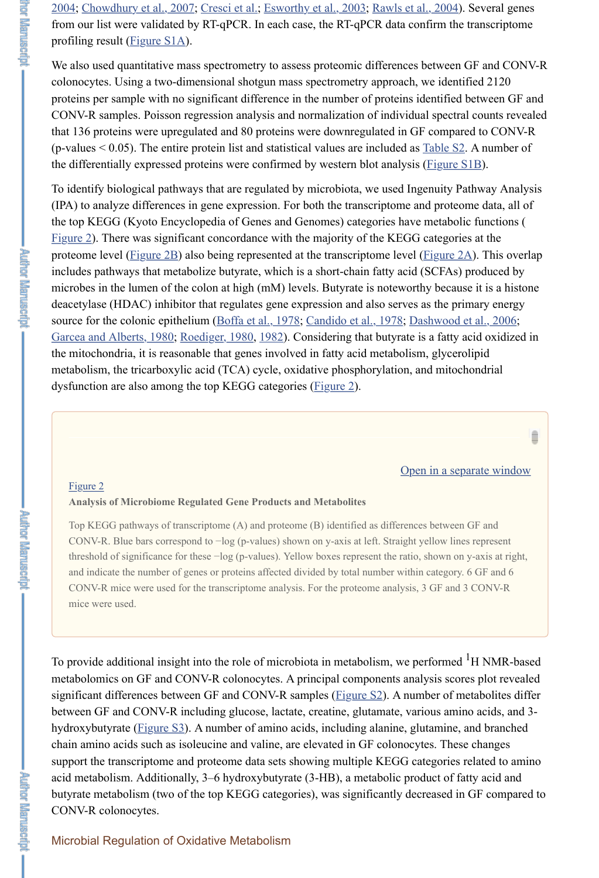2004; Chowdhury et al., 2007; Cresci et al.; Esworthy et al., 2003; Rawls et al., 2004). Several genes from our list were validated by RT-qPCR. In each case, the RT-qPCR data confirm the transcriptome profiling result (Figure S1A).

We also used quantitative mass spectrometry to assess proteomic differences between GF and CONV-R colonocytes. Using a two-dimensional shotgun mass spectrometry approach, we identified 2120 proteins per sample with no significant difference in the number of proteins identified between GF and CONV-R samples. Poisson regression analysis and normalization of individual spectral counts revealed that 136 proteins were upregulated and 80 proteins were downregulated in GF compared to CONV-R (p-values $< 0.05$). The entire protein list and statistical values are included as Table S2. A number of the differentially expressed proteins were confirmed by western blot analysis (Figure S1B).

To identify biological pathways that are regulated by microbiota, we used Ingenuity Pathway Analysis (IPA) to analyze differences in gene expression. For both the transcriptome and proteome data, all of the top KEGG (Kyoto Encyclopedia of Genes and Genomes) categories have metabolic functions (Figure 2). There was significant concordance with the majority of the KEGG categories at the proteome level (Figure 2B) also being represented at the transcriptome level (Figure 2A). This overlap includes pathways that metabolize butyrate, which is a short-chain fatty acid (SCFAs) produced by microbes in the lumen of the colon at high (mM) levels. Butyrate is noteworthy because it is a histone deacetylase (HDAC) inhibitor that regulates gene expression and also serves as the primary energy source for the colonic epithelium (Boffa et al., 1978; Candido et al., 1978; Dashwood et al., 2006; Garcea and Alberts, 1980; Roediger, 1980, 1982). Considering that butyrate is a fatty acid oxidized in the mitochondria, it is reasonable that genes involved in fatty acid metabolism, glycerolipid metabolism, the tricarboxylic acid (TCA) cycle, oxidative phosphorylation, and mitochondrial dysfunction are also among the top KEGG categories (Figure 2).

Figure 2

**Analysis of Microbiome Regulated Gene Products and Metabolites**

Top KEGG pathways of transcriptome (A) and proteome (B) identified as differences between GF and CONV-R. Blue bars correspond to −log (p-values) shown on y-axis at left. Straight yellow lines represent threshold of significance for these −log (p-values). Yellow boxes represent the ratio, shown on y-axis at right, and indicate the number of genes or proteins affected divided by total number within category. 6 GF and 6 CONV-R mice were used for the transcriptome analysis. For the proteome analysis, 3 GF and 3 CONV-R mice were used.

To provide additional insight into the role of microbiota in metabolism, we performed $^{1}$H NMR-based metabolomics on GF and CONV-R colonocytes. A principal components analysis scores plot revealed significant differences between GF and CONV-R samples (Figure S2). A number of metabolites differ between GF and CONV-R including glucose, lactate, creatine, glutamate, various amino acids, and 3-hydroxybutyrate (Figure S3). A number of amino acids, including alanine, glutamine, and branched chain amino acids such as isoleucine and valine, are elevated in GF colonocytes. These changes support the transcriptome and proteome data sets showing multiple KEGG categories related to amino acid metabolism. Additionally, 3–6 hydroxybutyrate (3-HB), a metabolic product of fatty acid and butyrate metabolism (two of the top KEGG categories), was significantly decreased in GF compared to CONV-R colonocytes.

## Microbial Regulation of Oxidative Metabolism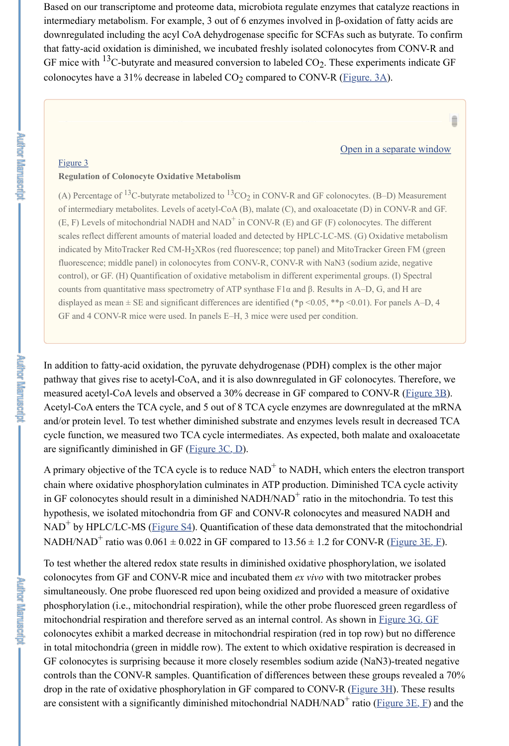Based on our transcriptome and proteome data, microbiota regulate enzymes that catalyze reactions in intermediary metabolism. For example, 3 out of 6 enzymes involved in β-oxidation of fatty acids are downregulated including the acyl CoA dehydrogenase specific for SCFAs such as butyrate. To confirm that fatty-acid oxidation is diminished, we incubated freshly isolated colonocytes from CONV-R and GF mice with $^{13}C$-butyrate and measured conversion to labeled $CO_2$. These experiments indicate GF colonocytes have a 31% decrease in labeled $CO_2$ compared to CONV-R (Figure. 3A).

Open in a separate window

Figure 3

**Regulation of Colonocyte Oxidative Metabolism**

(A) Percentage of $^{13}C$-butyrate metabolized to $^{13}CO_2$ in CONV-R and GF colonocytes. (B–D) Measurement of intermediary metabolites. Levels of acetyl-CoA (B), malate (C), and oxaloacetate (D) in CONV-R and GF. (E, F) Levels of mitochondrial NADH and $NAD^+$ in CONV-R (E) and GF (F) colonocytes. The different scales reflect different amounts of material loaded and detected by HPLC-LC-MS. (G) Oxidative metabolism indicated by MitoTracker Red CM-$H_2$XRos (red fluorescence; top panel) and MitoTracker Green FM (green fluorescence; middle panel) in colonocytes from CONV-R, CONV-R with $NaN_3$ (sodium azide, negative control), or GF. (H) Quantification of oxidative metabolism in different experimental groups. (I) Spectral counts from quantitative mass spectrometry of ATP synthase F1α and β. Results in A–D, G, and H are displayed as mean ± SE and significant differences are identified (*$p < 0.05$, **$p < 0.01$). For panels A–D, 4 GF and 4 CONV-R mice were used. In panels E–H, 3 mice were used per condition.

In addition to fatty-acid oxidation, the pyruvate dehydrogenase (PDH) complex is the other major pathway that gives rise to acetyl-CoA, and it is also downregulated in GF colonocytes. Therefore, we measured acetyl-CoA levels and observed a 30% decrease in GF compared to CONV-R (Figure 3B). Acetyl-CoA enters the TCA cycle, and 5 out of 8 TCA cycle enzymes are downregulated at the mRNA and/or protein level. To test whether diminished substrate and enzymes levels result in decreased TCA cycle function, we measured two TCA cycle intermediates. As expected, both malate and oxaloacetate are significantly diminished in GF (Figure 3C, D).

A primary objective of the TCA cycle is to reduce $NAD^+$ to NADH, which enters the electron transport chain where oxidative phosphorylation culminates in ATP production. Diminished TCA cycle activity in GF colonocytes should result in a diminished NADH/$NAD^+$ ratio in the mitochondria. To test this hypothesis, we isolated mitochondria from GF and CONV-R colonocytes and measured NADH and $NAD^+$ by HPLC/LC-MS (Figure S4). Quantification of these data demonstrated that the mitochondrial NADH/$NAD^+$ ratio was 0.061 ± 0.022 in GF compared to 13.56 ± 1.2 for CONV-R (Figure 3E, F).

To test whether the altered redox state results in diminished oxidative phosphorylation, we isolated colonocytes from GF and CONV-R mice and incubated them *ex vivo* with two mitotracker probes simultaneously. One probe fluoresced red upon being oxidized and provided a measure of oxidative phosphorylation (i.e., mitochondrial respiration), while the other probe fluoresced green regardless of mitochondrial respiration and therefore served as an internal control. As shown in Figure 3G, GF colonocytes exhibit a marked decrease in mitochondrial respiration (red in top row) but no difference in total mitochondria (green in middle row). The extent to which oxidative respiration is decreased in GF colonocytes is surprising because it more closely resembles sodium azide ($NaN_3$)-treated negative controls than the CONV-R samples. Quantification of differences between these groups revealed a 70% drop in the rate of oxidative phosphorylation in GF compared to CONV-R (Figure 3H). These results are consistent with a significantly diminished mitochondrial NADH/$NAD^+$ ratio (Figure 3E, F) and the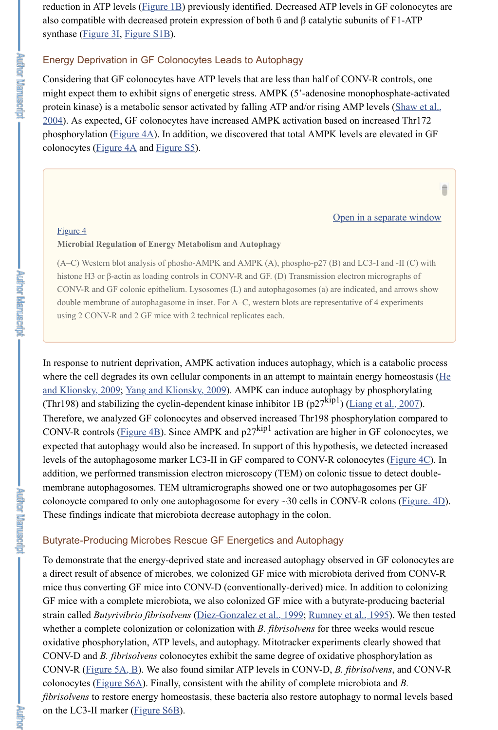reduction in ATP levels (Figure 1B) previously identified. Decreased ATP levels in GF colonocytes are also compatible with decreased protein expression of both ʊ and β catalytic subunits of F1-ATP synthase (Figure 3I, Figure S1B).

## Energy Deprivation in GF Colonocytes Leads to Autophagy

Considering that GF colonocytes have ATP levels that are less than half of CONV-R controls, one might expect them to exhibit signs of energetic stress. AMPK (5'-adenosine monophosphate-activated protein kinase) is a metabolic sensor activated by falling ATP and/or rising AMP levels (Shaw et al., 2004). As expected, GF colonocytes have increased AMPK activation based on increased Thr172 phosphorylation (Figure 4A). In addition, we discovered that total AMPK levels are elevated in GF colonocytes (Figure 4A and Figure S5).

Figure 4

**Microbial Regulation of Energy Metabolism and Autophagy**

(A–C) Western blot analysis of phosho-AMPK and AMPK (A), phospho-p27 (B) and LC3-I and -II (C) with histone H3 or β-actin as loading controls in CONV-R and GF. (D) Transmission electron micrographs of CONV-R and GF colonic epithelium. Lysosomes (L) and autophagosomes (a) are indicated, and arrows show double membrane of autophagasome in inset. For A–C, western blots are representative of 4 experiments using 2 CONV-R and 2 GF mice with 2 technical replicates each.

In response to nutrient deprivation, AMPK activation induces autophagy, which is a catabolic process where the cell degrades its own cellular components in an attempt to maintain energy homeostasis (He and Klionsky, 2009; Yang and Klionsky, 2009). AMPK can induce autophagy by phosphorylating (Thr198) and stabilizing the cyclin-dependent kinase inhibitor 1B ($p27^{kip1}$) (Liang et al., 2007). Therefore, we analyzed GF colonocytes and observed increased Thr198 phosphorylation compared to CONV-R controls (Figure 4B). Since AMPK and $p27^{kip1}$ activation are higher in GF colonocytes, we expected that autophagy would also be increased. In support of this hypothesis, we detected increased levels of the autophagosome marker LC3-II in GF compared to CONV-R colonocytes (Figure 4C). In addition, we performed transmission electron microscopy (TEM) on colonic tissue to detect double-membrane autophagosomes. TEM ultramicrographs showed one or two autophagosomes per GF colonoycte compared to only one autophagosome for every ~30 cells in CONV-R colons (Figure. 4D). These findings indicate that microbiota decrease autophagy in the colon.

## Butyrate-Producing Microbes Rescue GF Energetics and Autophagy

To demonstrate that the energy-deprived state and increased autophagy observed in GF colonocytes are a direct result of absence of microbes, we colonized GF mice with microbiota derived from CONV-R mice thus converting GF mice into CONV-D (conventionally-derived) mice. In addition to colonizing GF mice with a complete microbiota, we also colonized GF mice with a butyrate-producing bacterial strain called *Butyrivibrio fibrisolvens* (Diez-Gonzalez et al., 1999; Rumney et al., 1995). We then tested whether a complete colonization or colonization with *B. fibrisolvens* for three weeks would rescue oxidative phosphorylation, ATP levels, and autophagy. Mitotracker experiments clearly showed that CONV-D and *B. fibrisolvens* colonocytes exhibit the same degree of oxidative phosphorylation as CONV-R (Figure 5A, B). We also found similar ATP levels in CONV-D, *B. fibrisolvens*, and CONV-R colonocytes (Figure S6A). Finally, consistent with the ability of complete microbiota and *B. fibrisolvens* to restore energy homeostasis, these bacteria also restore autophagy to normal levels based on the LC3-II marker (Figure S6B).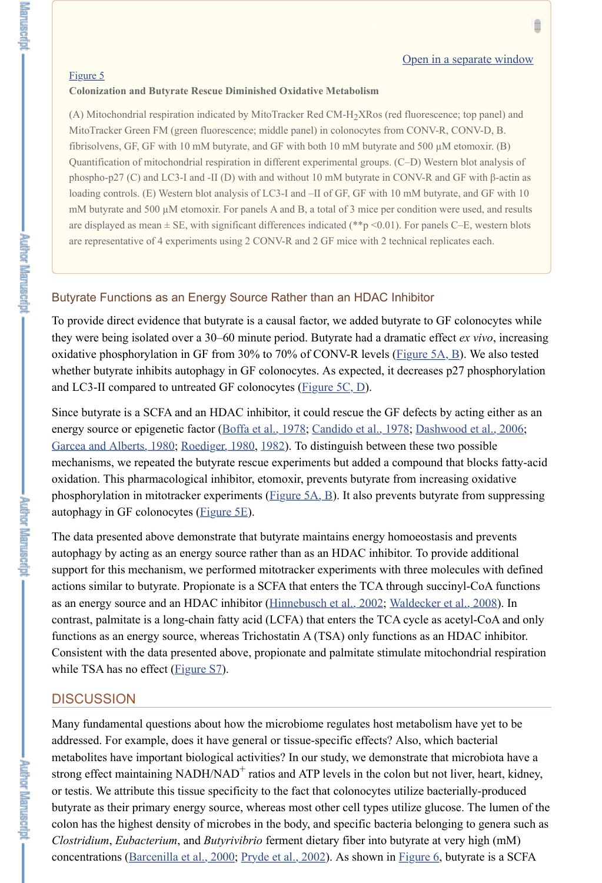Open in a separate window

Figure 5

**Colonization and Butyrate Rescue Diminished Oxidative Metabolism**

(A) Mitochondrial respiration indicated by MitoTracker Red CM-$H_2$XRos (red fluorescence; top panel) and MitoTracker Green FM (green fluorescence; middle panel) in colonocytes from CONV-R, CONV-D, B. fibrisolvens, GF, GF with 10 mM butyrate, and GF with both 10 mM butyrate and 500 μM etomoxir. (B) Quantification of mitochondrial respiration in different experimental groups. (C–D) Western blot analysis of phospho-p27 (C) and LC3-I and -II (D) with and without 10 mM butyrate in CONV-R and GF with β-actin as loading controls. (E) Western blot analysis of LC3-I and –II of GF, GF with 10 mM butyrate, and GF with 10 mM butyrate and 500 μM etomoxir. For panels A and B, a total of 3 mice per condition were used, and results are displayed as mean ± SE, with significant differences indicated (**p <0.01). For panels C–E, western blots are representative of 4 experiments using 2 CONV-R and 2 GF mice with 2 technical replicates each.

### Butyrate Functions as an Energy Source Rather than an HDAC Inhibitor

To provide direct evidence that butyrate is a causal factor, we added butyrate to GF colonocytes while they were being isolated over a 30–60 minute period. Butyrate had a dramatic effect *ex vivo*, increasing oxidative phosphorylation in GF from 30% to 70% of CONV-R levels (Figure 5A, B). We also tested whether butyrate inhibits autophagy in GF colonocytes. As expected, it decreases p27 phosphorylation and LC3-II compared to untreated GF colonocytes (Figure 5C, D).

Since butyrate is a SCFA and an HDAC inhibitor, it could rescue the GF defects by acting either as an energy source or epigenetic factor (Boffa et al., 1978; Candido et al., 1978; Dashwood et al., 2006; Garcea and Alberts, 1980; Roediger, 1980, 1982). To distinguish between these two possible mechanisms, we repeated the butyrate rescue experiments but added a compound that blocks fatty-acid oxidation. This pharmacological inhibitor, etomoxir, prevents butyrate from increasing oxidative phosphorylation in mitotracker experiments (Figure 5A, B). It also prevents butyrate from suppressing autophagy in GF colonocytes (Figure 5E).

The data presented above demonstrate that butyrate maintains energy homoeostasis and prevents autophagy by acting as an energy source rather than as an HDAC inhibitor. To provide additional support for this mechanism, we performed mitotracker experiments with three molecules with defined actions similar to butyrate. Propionate is a SCFA that enters the TCA through succinyl-CoA functions as an energy source and an HDAC inhibitor (Hinnebusch et al., 2002; Waldecker et al., 2008). In contrast, palmitate is a long-chain fatty acid (LCFA) that enters the TCA cycle as acetyl-CoA and only functions as an energy source, whereas Trichostatin A (TSA) only functions as an HDAC inhibitor. Consistent with the data presented above, propionate and palmitate stimulate mitochondrial respiration while TSA has no effect (Figure S7).

## DISCUSSION

Many fundamental questions about how the microbiome regulates host metabolism have yet to be addressed. For example, does it have general or tissue-specific effects? Also, which bacterial metabolites have important biological activities? In our study, we demonstrate that microbiota have a strong effect maintaining $NADH/NAD^+$ ratios and ATP levels in the colon but not liver, heart, kidney, or testis. We attribute this tissue specificity to the fact that colonocytes utilize bacterially-produced butyrate as their primary energy source, whereas most other cell types utilize glucose. The lumen of the colon has the highest density of microbes in the body, and specific bacteria belonging to genera such as *Clostridium*, *Eubacterium*, and *Butyrivibrio* ferment dietary fiber into butyrate at very high (mM) concentrations (Barcenilla et al., 2000; Pryde et al., 2002). As shown in Figure 6, butyrate is a SCFA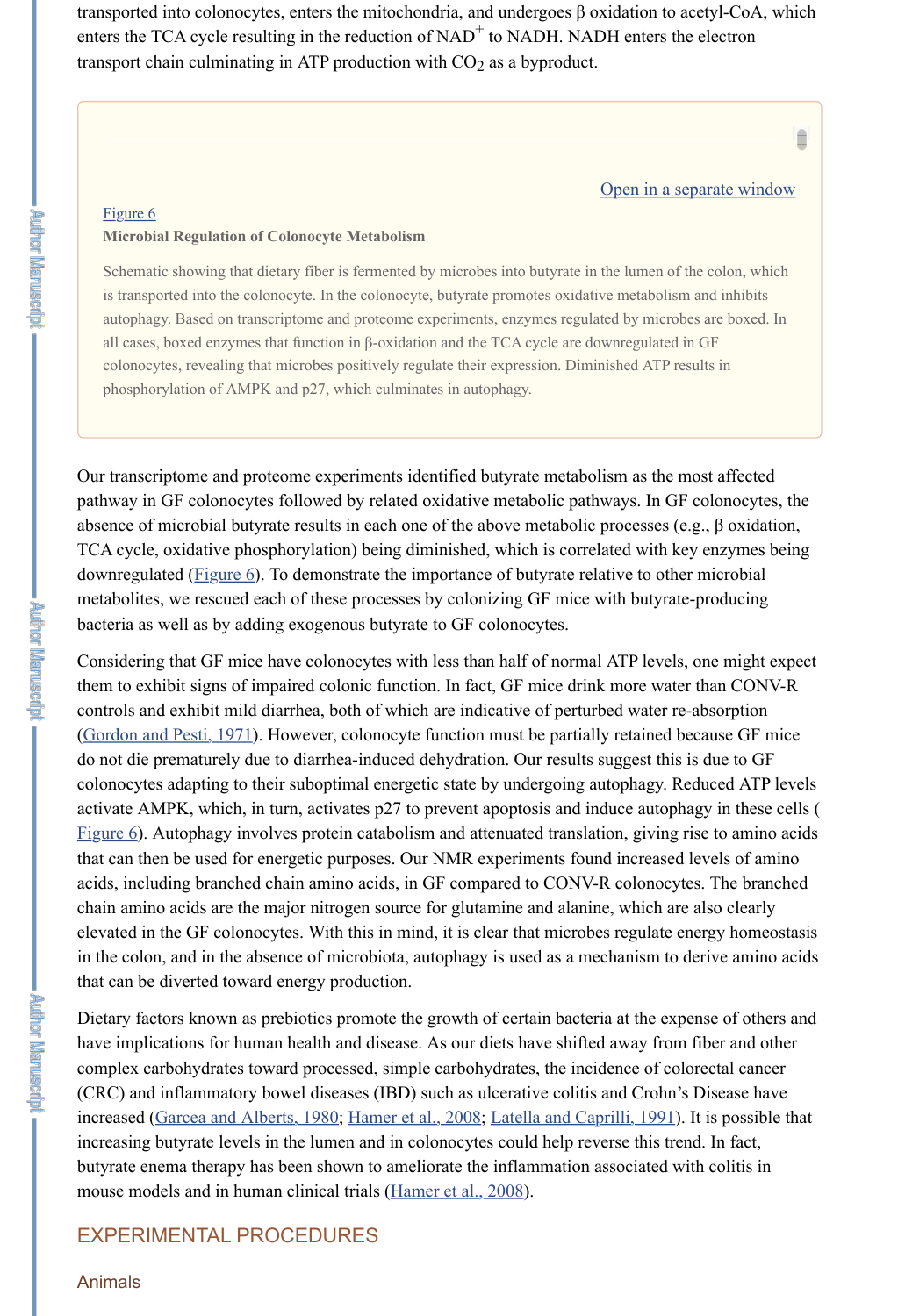transported into colonocytes, enters the mitochondria, and undergoes β oxidation to acetyl-CoA, which enters the TCA cycle resulting in the reduction of $NAD^+$ to NADH. NADH enters the electron transport chain culminating in ATP production with $CO_2$ as a byproduct.

Figure 6

**Microbial Regulation of Colonocyte Metabolism**

Schematic showing that dietary fiber is fermented by microbes into butyrate in the lumen of the colon, which is transported into the colonocyte. In the colonocyte, butyrate promotes oxidative metabolism and inhibits autophagy. Based on transcriptome and proteome experiments, enzymes regulated by microbes are boxed. In all cases, boxed enzymes that function in β-oxidation and the TCA cycle are downregulated in GF colonocytes, revealing that microbes positively regulate their expression. Diminished ATP results in phosphorylation of AMPK and p27, which culminates in autophagy.

Our transcriptome and proteome experiments identified butyrate metabolism as the most affected pathway in GF colonocytes followed by related oxidative metabolic pathways. In GF colonocytes, the absence of microbial butyrate results in each one of the above metabolic processes (e.g., β oxidation, TCA cycle, oxidative phosphorylation) being diminished, which is correlated with key enzymes being downregulated (Figure 6). To demonstrate the importance of butyrate relative to other microbial metabolites, we rescued each of these processes by colonizing GF mice with butyrate-producing bacteria as well as by adding exogenous butyrate to GF colonocytes.

Considering that GF mice have colonocytes with less than half of normal ATP levels, one might expect them to exhibit signs of impaired colonic function. In fact, GF mice drink more water than CONV-R controls and exhibit mild diarrhea, both of which are indicative of perturbed water re-absorption (Gordon and Pesti, 1971). However, colonocyte function must be partially retained because GF mice do not die prematurely due to diarrhea-induced dehydration. Our results suggest this is due to GF colonocytes adapting to their suboptimal energetic state by undergoing autophagy. Reduced ATP levels activate AMPK, which, in turn, activates p27 to prevent apoptosis and induce autophagy in these cells (Figure 6). Autophagy involves protein catabolism and attenuated translation, giving rise to amino acids that can then be used for energetic purposes. Our NMR experiments found increased levels of amino acids, including branched chain amino acids, in GF compared to CONV-R colonocytes. The branched chain amino acids are the major nitrogen source for glutamine and alanine, which are also clearly elevated in the GF colonocytes. With this in mind, it is clear that microbes regulate energy homeostasis in the colon, and in the absence of microbiota, autophagy is used as a mechanism to derive amino acids that can be diverted toward energy production.

Dietary factors known as prebiotics promote the growth of certain bacteria at the expense of others and have implications for human health and disease. As our diets have shifted away from fiber and other complex carbohydrates toward processed, simple carbohydrates, the incidence of colorectal cancer (CRC) and inflammatory bowel diseases (IBD) such as ulcerative colitis and Crohn's Disease have increased (Garcea and Alberts, 1980; Hamer et al., 2008; Latella and Caprilli, 1991). It is possible that increasing butyrate levels in the lumen and in colonocytes could help reverse this trend. In fact, butyrate enema therapy has been shown to ameliorate the inflammation associated with colitis in mouse models and in human clinical trials (Hamer et al., 2008).

## EXPERIMENTAL PROCEDURES

### Animals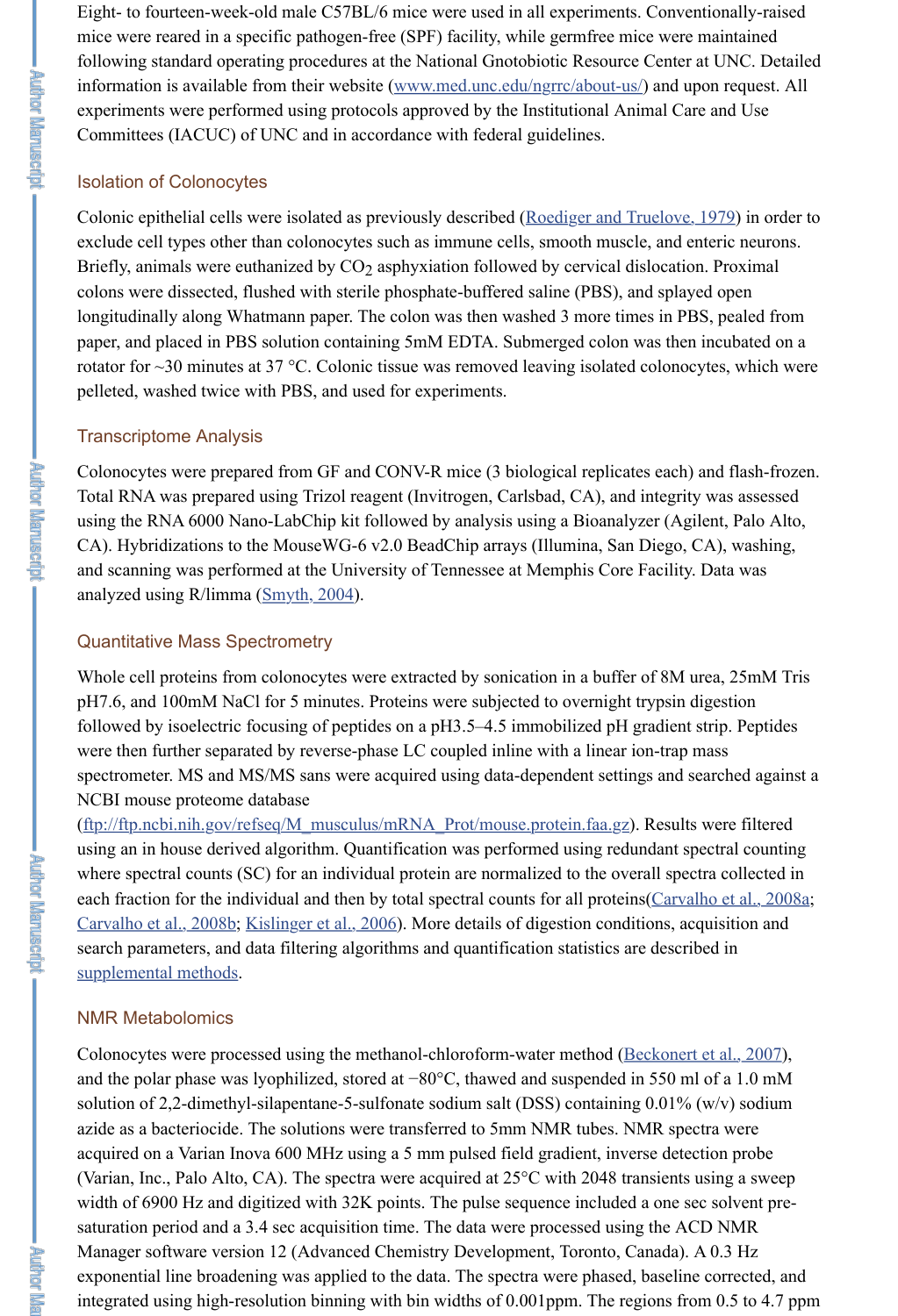Eight- to fourteen-week-old male C57BL/6 mice were used in all experiments. Conventionally-raised mice were reared in a specific pathogen-free (SPF) facility, while germfree mice were maintained following standard operating procedures at the National Gnotobiotic Resource Center at UNC. Detailed information is available from their website (www.med.unc.edu/ngrrc/about-us/) and upon request. All experiments were performed using protocols approved by the Institutional Animal Care and Use Committees (IACUC) of UNC and in accordance with federal guidelines.

### Isolation of Colonocytes

Colonic epithelial cells were isolated as previously described (Roediger and Truelove, 1979) in order to exclude cell types other than colonocytes such as immune cells, smooth muscle, and enteric neurons. Briefly, animals were euthanized by $CO_2$ asphyxiation followed by cervical dislocation. Proximal colons were dissected, flushed with sterile phosphate-buffered saline (PBS), and splayed open longitudinally along Whatmann paper. The colon was then washed 3 more times in PBS, pealed from paper, and placed in PBS solution containing 5mM EDTA. Submerged colon was then incubated on a rotator for ~30 minutes at 37 °C. Colonic tissue was removed leaving isolated colonocytes, which were pelleted, washed twice with PBS, and used for experiments.

### Transcriptome Analysis

Colonocytes were prepared from GF and CONV-R mice (3 biological replicates each) and flash-frozen. Total RNA was prepared using Trizol reagent (Invitrogen, Carlsbad, CA), and integrity was assessed using the RNA 6000 Nano-LabChip kit followed by analysis using a Bioanalyzer (Agilent, Palo Alto, CA). Hybridizations to the MouseWG-6 v2.0 BeadChip arrays (Illumina, San Diego, CA), washing, and scanning was performed at the University of Tennessee at Memphis Core Facility. Data was analyzed using R/limma (Smyth, 2004).

### Quantitative Mass Spectrometry

Whole cell proteins from colonocytes were extracted by sonication in a buffer of 8M urea, 25mM Tris pH7.6, and 100mM NaCl for 5 minutes. Proteins were subjected to overnight trypsin digestion followed by isoelectric focusing of peptides on a pH3.5–4.5 immobilized pH gradient strip. Peptides were then further separated by reverse-phase LC coupled inline with a linear ion-trap mass spectrometer. MS and MS/MS sans were acquired using data-dependent settings and searched against a NCBI mouse proteome database (ftp://ftp.ncbi.nih.gov/refseq/M_musculus/mRNA_Prot/mouse.protein.faa.gz). Results were filtered using an in house derived algorithm. Quantification was performed using redundant spectral counting where spectral counts (SC) for an individual protein are normalized to the overall spectra collected in each fraction for the individual and then by total spectral counts for all proteins(Carvalho et al., 2008a; Carvalho et al., 2008b; Kislinger et al., 2006). More details of digestion conditions, acquisition and search parameters, and data filtering algorithms and quantification statistics are described in supplemental methods.

### NMR Metabolomics

Colonocytes were processed using the methanol-chloroform-water method (Beckonert et al., 2007), and the polar phase was lyophilized, stored at −80°C, thawed and suspended in 550 ml of a 1.0 mM solution of 2,2-dimethyl-silapentane-5-sulfonate sodium salt (DSS) containing 0.01% (w/v) sodium azide as a bacteriocide. The solutions were transferred to 5mm NMR tubes. NMR spectra were acquired on a Varian Inova 600 MHz using a 5 mm pulsed field gradient, inverse detection probe (Varian, Inc., Palo Alto, CA). The spectra were acquired at 25°C with 2048 transients using a sweep width of 6900 Hz and digitized with 32K points. The pulse sequence included a one sec solvent pre-saturation period and a 3.4 sec acquisition time. The data were processed using the ACD NMR Manager software version 12 (Advanced Chemistry Development, Toronto, Canada). A 0.3 Hz exponential line broadening was applied to the data. The spectra were phased, baseline corrected, and integrated using high-resolution binning with bin widths of 0.001ppm. The regions from 0.5 to 4.7 ppm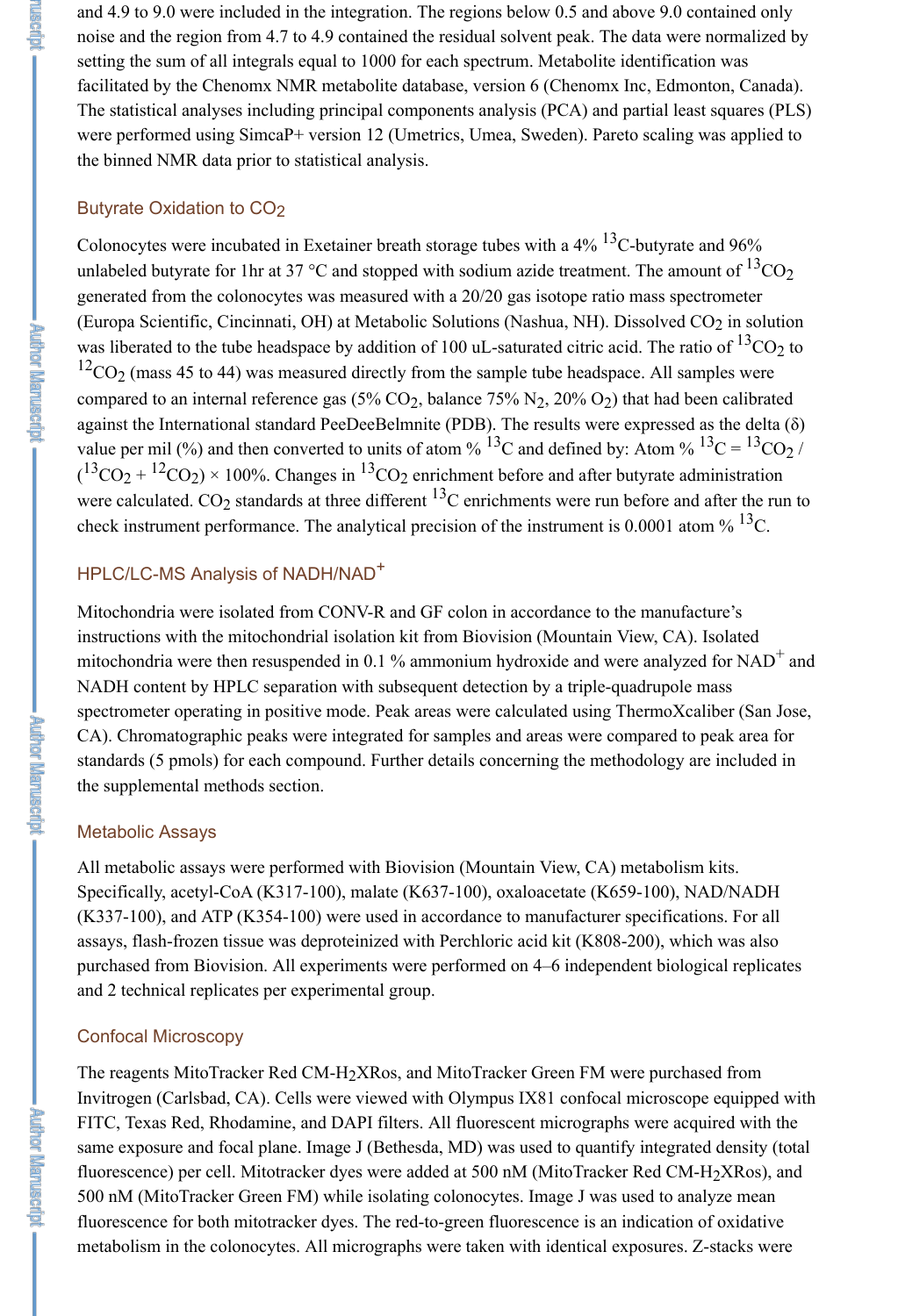and 4.9 to 9.0 were included in the integration. The regions below 0.5 and above 9.0 contained only noise and the region from 4.7 to 4.9 contained the residual solvent peak. The data were normalized by setting the sum of all integrals equal to 1000 for each spectrum. Metabolite identification was facilitated by the Chenomx NMR metabolite database, version 6 (Chenomx Inc, Edmonton, Canada). The statistical analyses including principal components analysis (PCA) and partial least squares (PLS) were performed using SimcaP+ version 12 (Umetrics, Umea, Sweden). Pareto scaling was applied to the binned NMR data prior to statistical analysis.

### Butyrate Oxidation to $CO_2$

Colonocytes were incubated in Exetainer breath storage tubes with a 4% $^{13}$C-butyrate and 96% unlabeled butyrate for 1hr at 37 °C and stopped with sodium azide treatment. The amount of $^{13}CO_2$ generated from the colonocytes was measured with a 20/20 gas isotope ratio mass spectrometer (Europa Scientific, Cincinnati, OH) at Metabolic Solutions (Nashua, NH). Dissolved $CO_2$ in solution was liberated to the tube headspace by addition of 100 uL-saturated citric acid. The ratio of $^{13}CO_2$ to $^{12}CO_2$ (mass 45 to 44) was measured directly from the sample tube headspace. All samples were compared to an internal reference gas (5% $CO_2$, balance 75% $N_2$, 20% $O_2$) that had been calibrated against the International standard PeeDeeBelmnite (PDB). The results were expressed as the delta (δ) value per mil (%) and then converted to units of atom % $^{13}$C and defined by: Atom % $^{13}C = {}^{13}CO_2 / ({}^{13}CO_2 + {}^{12}CO_2) \times 100\%$. Changes in $^{13}CO_2$ enrichment before and after butyrate administration were calculated. $CO_2$ standards at three different $^{13}$C enrichments were run before and after the run to check instrument performance. The analytical precision of the instrument is 0.0001 atom % $^{13}$C.

### HPLC/LC-MS Analysis of NADH/NAD$^+$

Mitochondria were isolated from CONV-R and GF colon in accordance to the manufacture's instructions with the mitochondrial isolation kit from Biovision (Mountain View, CA). Isolated mitochondria were then resuspended in 0.1 % ammonium hydroxide and were analyzed for NAD$^+$ and NADH content by HPLC separation with subsequent detection by a triple-quadrupole mass spectrometer operating in positive mode. Peak areas were calculated using ThermoXcaliber (San Jose, CA). Chromatographic peaks were integrated for samples and areas were compared to peak area for standards (5 pmols) for each compound. Further details concerning the methodology are included in the supplemental methods section.

### Metabolic Assays

All metabolic assays were performed with Biovision (Mountain View, CA) metabolism kits. Specifically, acetyl-CoA (K317-100), malate (K637-100), oxaloacetate (K659-100), NAD/NADH (K337-100), and ATP (K354-100) were used in accordance to manufacturer specifications. For all assays, flash-frozen tissue was deproteinized with Perchloric acid kit (K808-200), which was also purchased from Biovision. All experiments were performed on 4–6 independent biological replicates and 2 technical replicates per experimental group.

### Confocal Microscopy

The reagents MitoTracker Red CM-$H_2$XRos, and MitoTracker Green FM were purchased from Invitrogen (Carlsbad, CA). Cells were viewed with Olympus IX81 confocal microscope equipped with FITC, Texas Red, Rhodamine, and DAPI filters. All fluorescent micrographs were acquired with the same exposure and focal plane. Image J (Bethesda, MD) was used to quantify integrated density (total fluorescence) per cell. Mitotracker dyes were added at 500 nM (MitoTracker Red CM-$H_2$XRos), and 500 nM (MitoTracker Green FM) while isolating colonocytes. Image J was used to analyze mean fluorescence for both mitotracker dyes. The red-to-green fluorescence is an indication of oxidative metabolism in the colonocytes. All micrographs were taken with identical exposures. Z-stacks were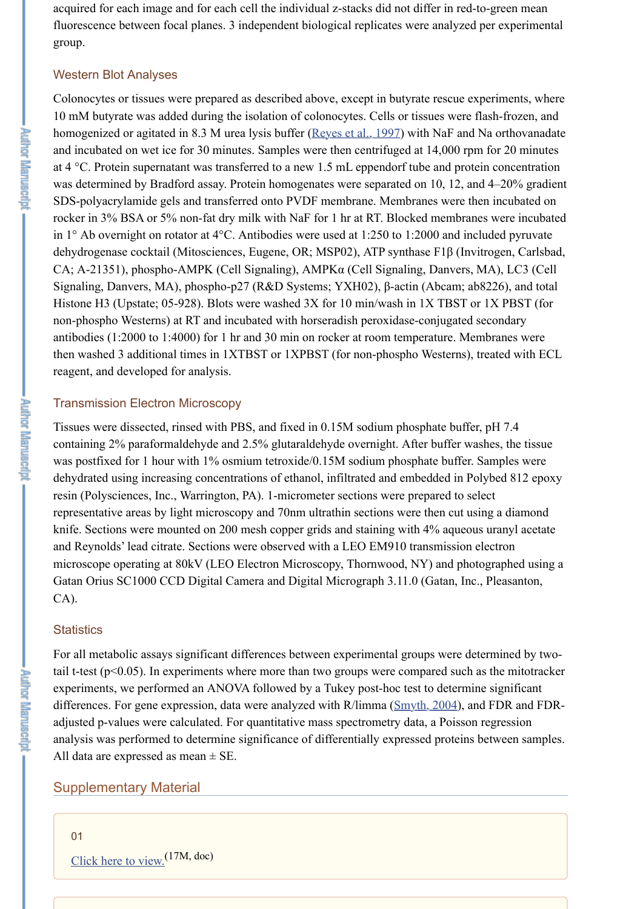acquired for each image and for each cell the individual z-stacks did not differ in red-to-green mean fluorescence between focal planes. 3 independent biological replicates were analyzed per experimental group.

### Western Blot Analyses

Colonocytes or tissues were prepared as described above, except in butyrate rescue experiments, where 10 mM butyrate was added during the isolation of colonocytes. Cells or tissues were flash-frozen, and homogenized or agitated in 8.3 M urea lysis buffer (Reyes et al., 1997) with NaF and Na orthovanadate and incubated on wet ice for 30 minutes. Samples were then centrifuged at 14,000 rpm for 20 minutes at 4 °C. Protein supernatant was transferred to a new 1.5 mL eppendorf tube and protein concentration was determined by Bradford assay. Protein homogenates were separated on 10, 12, and 4–20% gradient SDS-polyacrylamide gels and transferred onto PVDF membrane. Membranes were then incubated on rocker in 3% BSA or 5% non-fat dry milk with NaF for 1 hr at RT. Blocked membranes were incubated in 1° Ab overnight on rotator at 4°C. Antibodies were used at 1:250 to 1:2000 and included pyruvate dehydrogenase cocktail (Mitosciences, Eugene, OR; MSP02), ATP synthase F1β (Invitrogen, Carlsbad, CA; A-21351), phospho-AMPK (Cell Signaling), AMPKα (Cell Signaling, Danvers, MA), LC3 (Cell Signaling, Danvers, MA), phospho-p27 (R&D Systems; YXH02), β-actin (Abcam; ab8226), and total Histone H3 (Upstate; 05-928). Blots were washed 3X for 10 min/wash in 1X TBST or 1X PBST (for non-phospho Westerns) at RT and incubated with horseradish peroxidase-conjugated secondary antibodies (1:2000 to 1:4000) for 1 hr and 30 min on rocker at room temperature. Membranes were then washed 3 additional times in 1XTBST or 1XPBST (for non-phospho Westerns), treated with ECL reagent, and developed for analysis.

### Transmission Electron Microscopy

Tissues were dissected, rinsed with PBS, and fixed in 0.15M sodium phosphate buffer, pH 7.4 containing 2% paraformaldehyde and 2.5% glutaraldehyde overnight. After buffer washes, the tissue was postfixed for 1 hour with 1% osmium tetroxide/0.15M sodium phosphate buffer. Samples were dehydrated using increasing concentrations of ethanol, infiltrated and embedded in Polybed 812 epoxy resin (Polysciences, Inc., Warrington, PA). 1-micrometer sections were prepared to select representative areas by light microscopy and 70nm ultrathin sections were then cut using a diamond knife. Sections were mounted on 200 mesh copper grids and staining with 4% aqueous uranyl acetate and Reynolds' lead citrate. Sections were observed with a LEO EM910 transmission electron microscope operating at 80kV (LEO Electron Microscopy, Thornwood, NY) and photographed using a Gatan Orius SC1000 CCD Digital Camera and Digital Micrograph 3.11.0 (Gatan, Inc., Pleasanton, CA).

### Statistics

For all metabolic assays significant differences between experimental groups were determined by two-tail t-test ($p<0.05$). In experiments where more than two groups were compared such as the mitotracker experiments, we performed an ANOVA followed by a Tukey post-hoc test to determine significant differences. For gene expression, data were analyzed with R/limma (Smyth, 2004), and FDR and FDR-adjusted p-values were calculated. For quantitative mass spectrometry data, a Poisson regression analysis was performed to determine significance of differentially expressed proteins between samples. All data are expressed as mean ± SE.

## Supplementary Material

01

Click here to view. (17M, doc)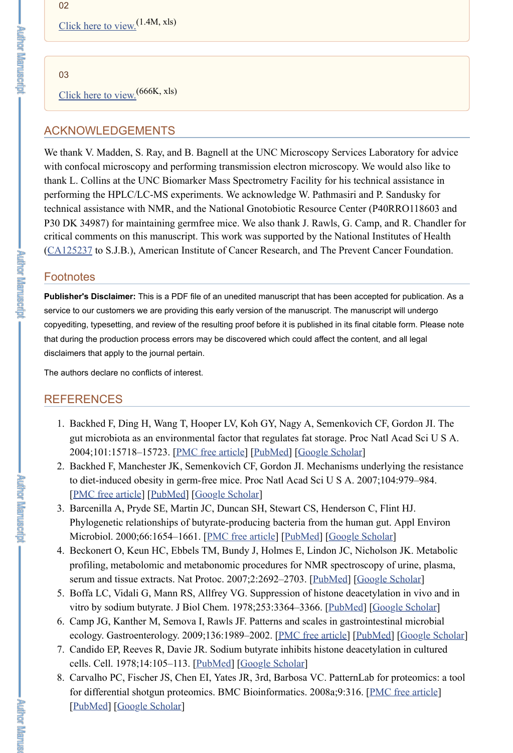02

Click here to view.(1.4M, xls)

03

Click here to view.(666K, xls)

## ACKNOWLEDGEMENTS

We thank V. Madden, S. Ray, and B. Bagnell at the UNC Microscopy Services Laboratory for advice with confocal microscopy and performing transmission electron microscopy. We would also like to thank L. Collins at the UNC Biomarker Mass Spectrometry Facility for his technical assistance in performing the HPLC/LC-MS experiments. We acknowledge W. Pathmasiri and P. Sandusky for technical assistance with NMR, and the National Gnotobiotic Resource Center (P40RRO118603 and P30 DK 34987) for maintaining germfree mice. We also thank J. Rawls, G. Camp, and R. Chandler for critical comments on this manuscript. This work was supported by the National Institutes of Health (CA125237 to S.J.B.), American Institute of Cancer Research, and The Prevent Cancer Foundation.

## Footnotes

**Publisher's Disclaimer:** This is a PDF file of an unedited manuscript that has been accepted for publication. As a service to our customers we are providing this early version of the manuscript. The manuscript will undergo copyediting, typesetting, and review of the resulting proof before it is published in its final citable form. Please note that during the production process errors may be discovered which could affect the content, and all legal disclaimers that apply to the journal pertain.

The authors declare no conflicts of interest.

## REFERENCES

1. Backhed F, Ding H, Wang T, Hooper LV, Koh GY, Nagy A, Semenkovich CF, Gordon JI. The gut microbiota as an environmental factor that regulates fat storage. Proc Natl Acad Sci U S A. 2004;101:15718–15723. [PMC free article] [PubMed] [Google Scholar]
2. Backhed F, Manchester JK, Semenkovich CF, Gordon JI. Mechanisms underlying the resistance to diet-induced obesity in germ-free mice. Proc Natl Acad Sci U S A. 2007;104:979–984. [PMC free article] [PubMed] [Google Scholar]
3. Barcenilla A, Pryde SE, Martin JC, Duncan SH, Stewart CS, Henderson C, Flint HJ. Phylogenetic relationships of butyrate-producing bacteria from the human gut. Appl Environ Microbiol. 2000;66:1654–1661. [PMC free article] [PubMed] [Google Scholar]
4. Beckonert O, Keun HC, Ebbels TM, Bundy J, Holmes E, Lindon JC, Nicholson JK. Metabolic profiling, metabolomic and metabonomic procedures for NMR spectroscopy of urine, plasma, serum and tissue extracts. Nat Protoc. 2007;2:2692–2703. [PubMed] [Google Scholar]
5. Boffa LC, Vidali G, Mann RS, Allfrey VG. Suppression of histone deacetylation in vivo and in vitro by sodium butyrate. J Biol Chem. 1978;253:3364–3366. [PubMed] [Google Scholar]
6. Camp JG, Kanther M, Semova I, Rawls JF. Patterns and scales in gastrointestinal microbial ecology. Gastroenterology. 2009;136:1989–2002. [PMC free article] [PubMed] [Google Scholar]
7. Candido EP, Reeves R, Davie JR. Sodium butyrate inhibits histone deacetylation in cultured cells. Cell. 1978;14:105–113. [PubMed] [Google Scholar]
8. Carvalho PC, Fischer JS, Chen EI, Yates JR, 3rd, Barbosa VC. PatternLab for proteomics: a tool for differential shotgun proteomics. BMC Bioinformatics. 2008a;9:316. [PMC free article] [PubMed] [Google Scholar]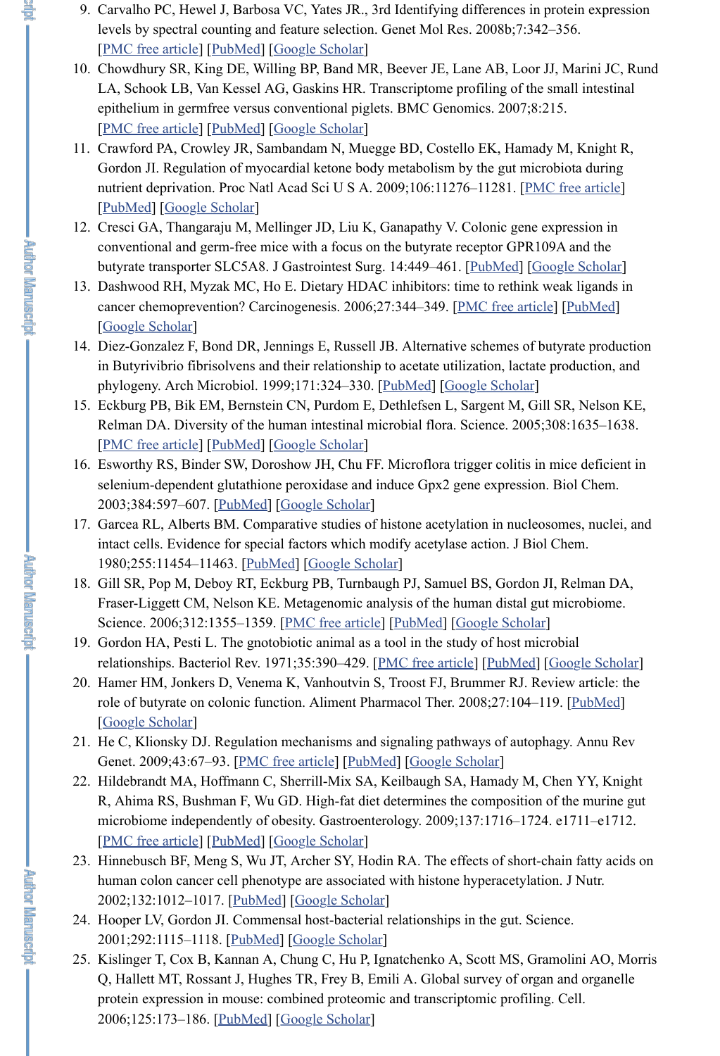9. Carvalho PC, Hewel J, Barbosa VC, Yates JR., 3rd Identifying differences in protein expression levels by spectral counting and feature selection. Genet Mol Res. 2008b;7:342–356. [PMC free article] [PubMed] [Google Scholar]
10. Chowdhury SR, King DE, Willing BP, Band MR, Beever JE, Lane AB, Loor JJ, Marini JC, Rund LA, Schook LB, Van Kessel AG, Gaskins HR. Transcriptome profiling of the small intestinal epithelium in germfree versus conventional piglets. BMC Genomics. 2007;8:215. [PMC free article] [PubMed] [Google Scholar]
11. Crawford PA, Crowley JR, Sambandam N, Muegge BD, Costello EK, Hamady M, Knight R, Gordon JI. Regulation of myocardial ketone body metabolism by the gut microbiota during nutrient deprivation. Proc Natl Acad Sci U S A. 2009;106:11276–11281. [PMC free article] [PubMed] [Google Scholar]
12. Cresci GA, Thangaraju M, Mellinger JD, Liu K, Ganapathy V. Colonic gene expression in conventional and germ-free mice with a focus on the butyrate receptor GPR109A and the butyrate transporter SLC5A8. J Gastrointest Surg. 14:449–461. [PubMed] [Google Scholar]
13. Dashwood RH, Myzak MC, Ho E. Dietary HDAC inhibitors: time to rethink weak ligands in cancer chemoprevention? Carcinogenesis. 2006;27:344–349. [PMC free article] [PubMed] [Google Scholar]
14. Diez-Gonzalez F, Bond DR, Jennings E, Russell JB. Alternative schemes of butyrate production in Butyrivibrio fibrisolvens and their relationship to acetate utilization, lactate production, and phylogeny. Arch Microbiol. 1999;171:324–330. [PubMed] [Google Scholar]
15. Eckburg PB, Bik EM, Bernstein CN, Purdom E, Dethlefsen L, Sargent M, Gill SR, Nelson KE, Relman DA. Diversity of the human intestinal microbial flora. Science. 2005;308:1635–1638. [PMC free article] [PubMed] [Google Scholar]
16. Esworthy RS, Binder SW, Doroshow JH, Chu FF. Microflora trigger colitis in mice deficient in selenium-dependent glutathione peroxidase and induce Gpx2 gene expression. Biol Chem. 2003;384:597–607. [PubMed] [Google Scholar]
17. Garcea RL, Alberts BM. Comparative studies of histone acetylation in nucleosomes, nuclei, and intact cells. Evidence for special factors which modify acetylase action. J Biol Chem. 1980;255:11454–11463. [PubMed] [Google Scholar]
18. Gill SR, Pop M, Deboy RT, Eckburg PB, Turnbaugh PJ, Samuel BS, Gordon JI, Relman DA, Fraser-Liggett CM, Nelson KE. Metagenomic analysis of the human distal gut microbiome. Science. 2006;312:1355–1359. [PMC free article] [PubMed] [Google Scholar]
19. Gordon HA, Pesti L. The gnotobiotic animal as a tool in the study of host microbial relationships. Bacteriol Rev. 1971;35:390–429. [PMC free article] [PubMed] [Google Scholar]
20. Hamer HM, Jonkers D, Venema K, Vanhoutvin S, Troost FJ, Brummer RJ. Review article: the role of butyrate on colonic function. Aliment Pharmacol Ther. 2008;27:104–119. [PubMed] [Google Scholar]
21. He C, Klionsky DJ. Regulation mechanisms and signaling pathways of autophagy. Annu Rev Genet. 2009;43:67–93. [PMC free article] [PubMed] [Google Scholar]
22. Hildebrandt MA, Hoffmann C, Sherrill-Mix SA, Keilbaugh SA, Hamady M, Chen YY, Knight R, Ahima RS, Bushman F, Wu GD. High-fat diet determines the composition of the murine gut microbiome independently of obesity. Gastroenterology. 2009;137:1716–1724. e1711–e1712. [PMC free article] [PubMed] [Google Scholar]
23. Hinnebusch BF, Meng S, Wu JT, Archer SY, Hodin RA. The effects of short-chain fatty acids on human colon cancer cell phenotype are associated with histone hyperacetylation. J Nutr. 2002;132:1012–1017. [PubMed] [Google Scholar]
24. Hooper LV, Gordon JI. Commensal host-bacterial relationships in the gut. Science. 2001;292:1115–1118. [PubMed] [Google Scholar]
25. Kislinger T, Cox B, Kannan A, Chung C, Hu P, Ignatchenko A, Scott MS, Gramolini AO, Morris Q, Hallett MT, Rossant J, Hughes TR, Frey B, Emili A. Global survey of organ and organelle protein expression in mouse: combined proteomic and transcriptomic profiling. Cell. 2006;125:173–186. [PubMed] [Google Scholar]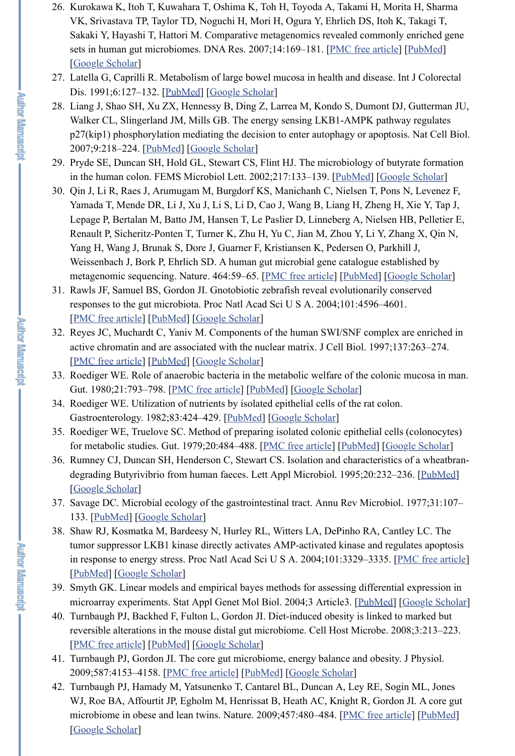26. Kurokawa K, Itoh T, Kuwahara T, Oshima K, Toh H, Toyoda A, Takami H, Morita H, Sharma VK, Srivastava TP, Taylor TD, Noguchi H, Mori H, Ogura Y, Ehrlich DS, Itoh K, Takagi T, Sakaki Y, Hayashi T, Hattori M. Comparative metagenomics revealed commonly enriched gene sets in human gut microbiomes. DNA Res. 2007;14:169–181. [PMC free article] [PubMed] [Google Scholar]
27. Latella G, Caprilli R. Metabolism of large bowel mucosa in health and disease. Int J Colorectal Dis. 1991;6:127–132. [PubMed] [Google Scholar]
28. Liang J, Shao SH, Xu ZX, Hennessy B, Ding Z, Larrea M, Kondo S, Dumont DJ, Gutterman JU, Walker CL, Slingerland JM, Mills GB. The energy sensing LKB1-AMPK pathway regulates p27(kip1) phosphorylation mediating the decision to enter autophagy or apoptosis. Nat Cell Biol. 2007;9:218–224. [PubMed] [Google Scholar]
29. Pryde SE, Duncan SH, Hold GL, Stewart CS, Flint HJ. The microbiology of butyrate formation in the human colon. FEMS Microbiol Lett. 2002;217:133–139. [PubMed] [Google Scholar]
30. Qin J, Li R, Raes J, Arumugam M, Burgdorf KS, Manichanh C, Nielsen T, Pons N, Levenez F, Yamada T, Mende DR, Li J, Xu J, Li S, Li D, Cao J, Wang B, Liang H, Zheng H, Xie Y, Tap J, Lepage P, Bertalan M, Batto JM, Hansen T, Le Paslier D, Linneberg A, Nielsen HB, Pelletier E, Renault P, Sicheritz-Ponten T, Turner K, Zhu H, Yu C, Jian M, Zhou Y, Li Y, Zhang X, Qin N, Yang H, Wang J, Brunak S, Dore J, Guarner F, Kristiansen K, Pedersen O, Parkhill J, Weissenbach J, Bork P, Ehrlich SD. A human gut microbial gene catalogue established by metagenomic sequencing. Nature. 464:59–65. [PMC free article] [PubMed] [Google Scholar]
31. Rawls JF, Samuel BS, Gordon JI. Gnotobiotic zebrafish reveal evolutionarily conserved responses to the gut microbiota. Proc Natl Acad Sci U S A. 2004;101:4596–4601. [PMC free article] [PubMed] [Google Scholar]
32. Reyes JC, Muchardt C, Yaniv M. Components of the human SWI/SNF complex are enriched in active chromatin and are associated with the nuclear matrix. J Cell Biol. 1997;137:263–274. [PMC free article] [PubMed] [Google Scholar]
33. Roediger WE. Role of anaerobic bacteria in the metabolic welfare of the colonic mucosa in man. Gut. 1980;21:793–798. [PMC free article] [PubMed] [Google Scholar]
34. Roediger WE. Utilization of nutrients by isolated epithelial cells of the rat colon. Gastroenterology. 1982;83:424–429. [PubMed] [Google Scholar]
35. Roediger WE, Truelove SC. Method of preparing isolated colonic epithelial cells (colonocytes) for metabolic studies. Gut. 1979;20:484–488. [PMC free article] [PubMed] [Google Scholar]
36. Rumney CJ, Duncan SH, Henderson C, Stewart CS. Isolation and characteristics of a wheatbran-degrading Butyrivibrio from human faeces. Lett Appl Microbiol. 1995;20:232–236. [PubMed] [Google Scholar]
37. Savage DC. Microbial ecology of the gastrointestinal tract. Annu Rev Microbiol. 1977;31:107–133. [PubMed] [Google Scholar]
38. Shaw RJ, Kosmatka M, Bardeesy N, Hurley RL, Witters LA, DePinho RA, Cantley LC. The tumor suppressor LKB1 kinase directly activates AMP-activated kinase and regulates apoptosis in response to energy stress. Proc Natl Acad Sci U S A. 2004;101:3329–3335. [PMC free article] [PubMed] [Google Scholar]
39. Smyth GK. Linear models and empirical bayes methods for assessing differential expression in microarray experiments. Stat Appl Genet Mol Biol. 2004;3 Article3. [PubMed] [Google Scholar]
40. Turnbaugh PJ, Backhed F, Fulton L, Gordon JI. Diet-induced obesity is linked to marked but reversible alterations in the mouse distal gut microbiome. Cell Host Microbe. 2008;3:213–223. [PMC free article] [PubMed] [Google Scholar]
41. Turnbaugh PJ, Gordon JI. The core gut microbiome, energy balance and obesity. J Physiol. 2009;587:4153–4158. [PMC free article] [PubMed] [Google Scholar]
42. Turnbaugh PJ, Hamady M, Yatsunenko T, Cantarel BL, Duncan A, Ley RE, Sogin ML, Jones WJ, Roe BA, Affourtit JP, Egholm M, Henrissat B, Heath AC, Knight R, Gordon JI. A core gut microbiome in obese and lean twins. Nature. 2009;457:480–484. [PMC free article] [PubMed] [Google Scholar]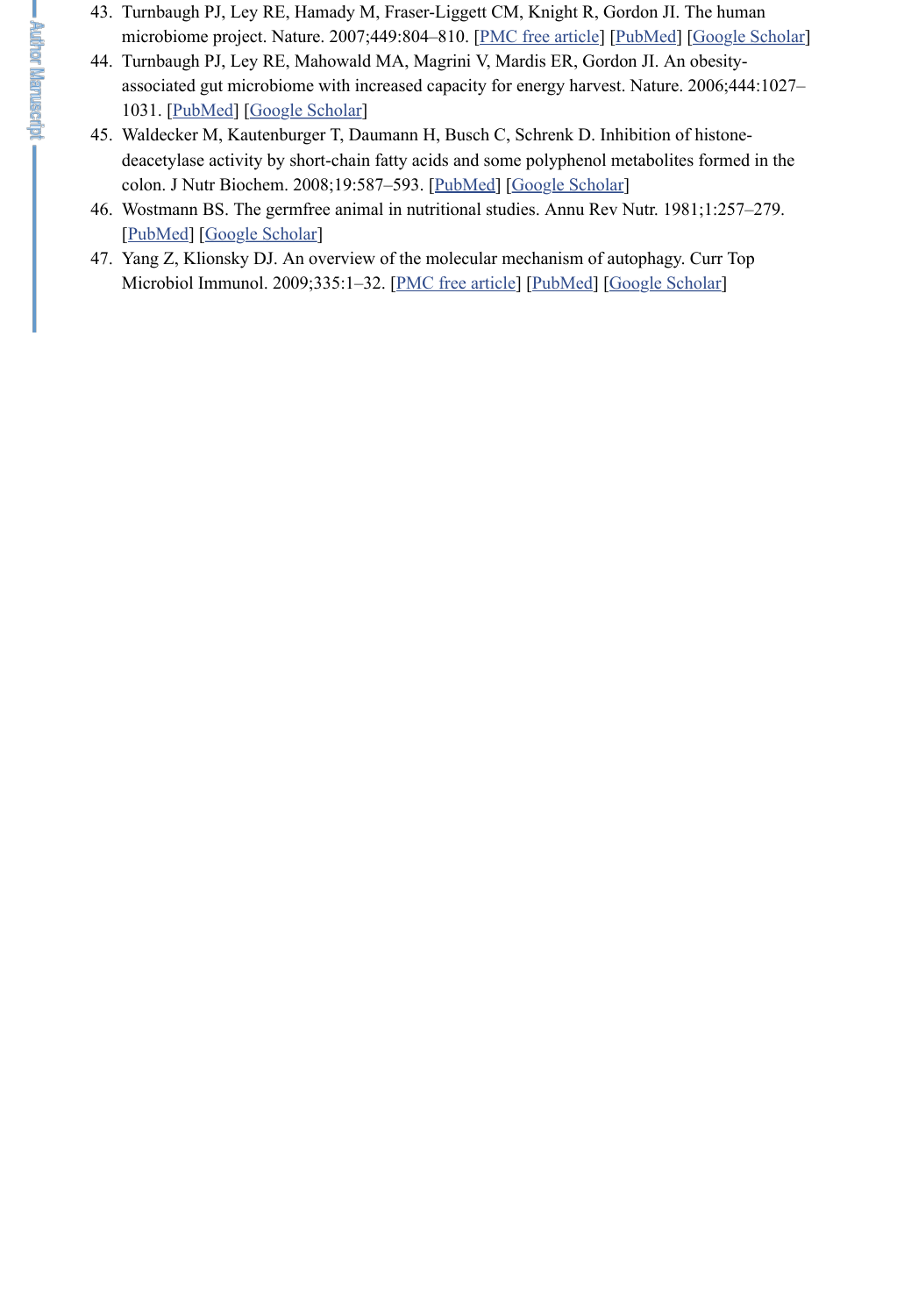43. Turnbaugh PJ, Ley RE, Hamady M, Fraser-Liggett CM, Knight R, Gordon JI. The human microbiome project. Nature. 2007;449:804–810. [PMC free article] [PubMed] [Google Scholar]
44. Turnbaugh PJ, Ley RE, Mahowald MA, Magrini V, Mardis ER, Gordon JI. An obesity-associated gut microbiome with increased capacity for energy harvest. Nature. 2006;444:1027–1031. [PubMed] [Google Scholar]
45. Waldecker M, Kautenburger T, Daumann H, Busch C, Schrenk D. Inhibition of histone-deacetylase activity by short-chain fatty acids and some polyphenol metabolites formed in the colon. J Nutr Biochem. 2008;19:587–593. [PubMed] [Google Scholar]
46. Wostmann BS. The germfree animal in nutritional studies. Annu Rev Nutr. 1981;1:257–279. [PubMed] [Google Scholar]
47. Yang Z, Klionsky DJ. An overview of the molecular mechanism of autophagy. Curr Top Microbiol Immunol. 2009;335:1–32. [PMC free article] [PubMed] [Google Scholar]